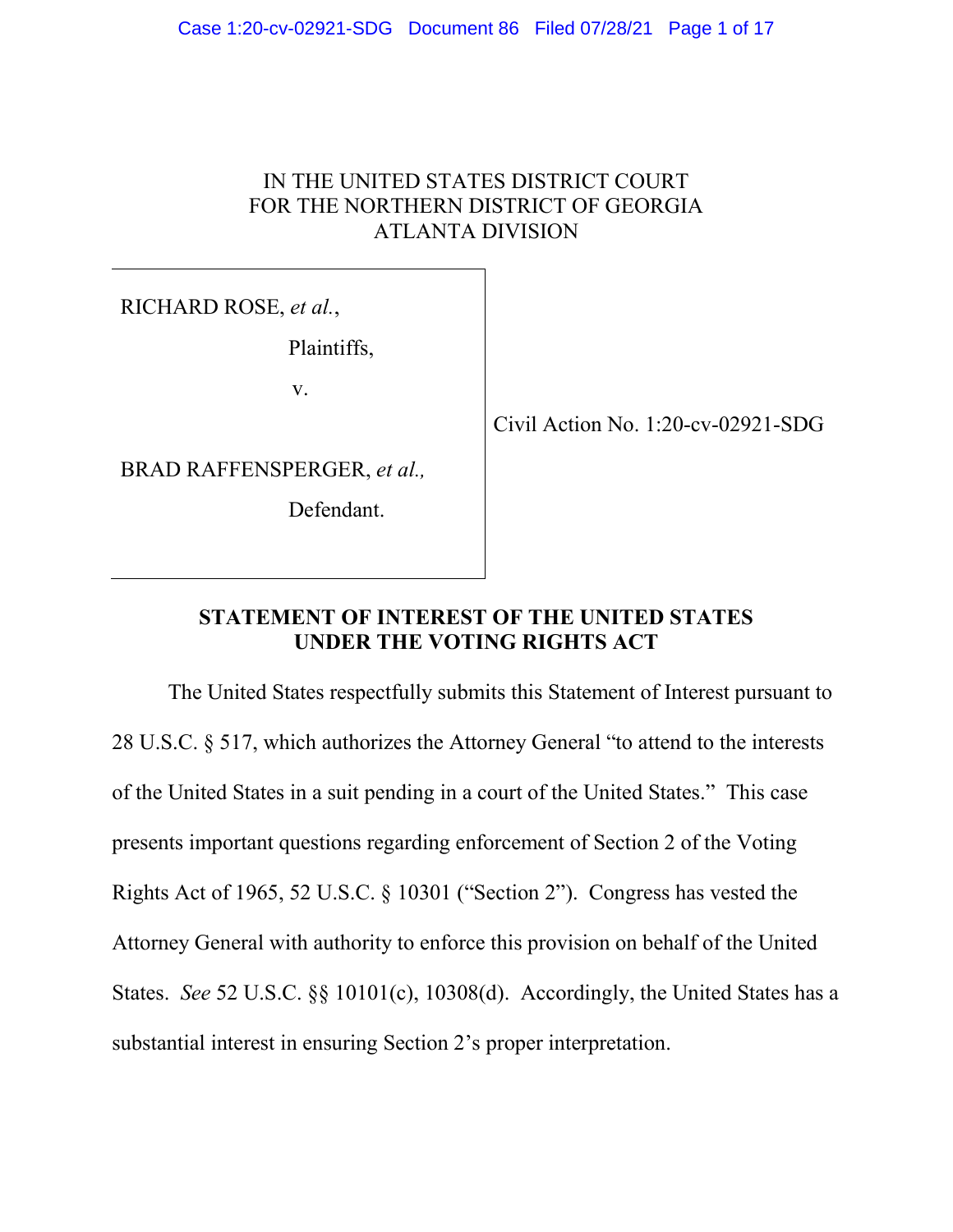IN THE UNITED STATES DISTRICT COURT
FOR THE NORTHERN DISTRICT OF GEORGIA
ATLANTA DIVISION

| | |
|---|---|
| RICHARD ROSE, *et al.*,<br><br>Plaintiffs,<br><br>v.<br><br>BRAD RAFFENSPERGER, *et al.,*<br><br>Defendant. | Civil Action No. 1:20-cv-02921-SDG |

**STATEMENT OF INTEREST OF THE UNITED STATES UNDER THE VOTING RIGHTS ACT**

The United States respectfully submits this Statement of Interest pursuant to 28 U.S.C. § 517, which authorizes the Attorney General "to attend to the interests of the United States in a suit pending in a court of the United States." This case presents important questions regarding enforcement of Section 2 of the Voting Rights Act of 1965, 52 U.S.C. § 10301 ("Section 2"). Congress has vested the Attorney General with authority to enforce this provision on behalf of the United States. *See* 52 U.S.C. §§ 10101(c), 10308(d). Accordingly, the United States has a substantial interest in ensuring Section 2's proper interpretation.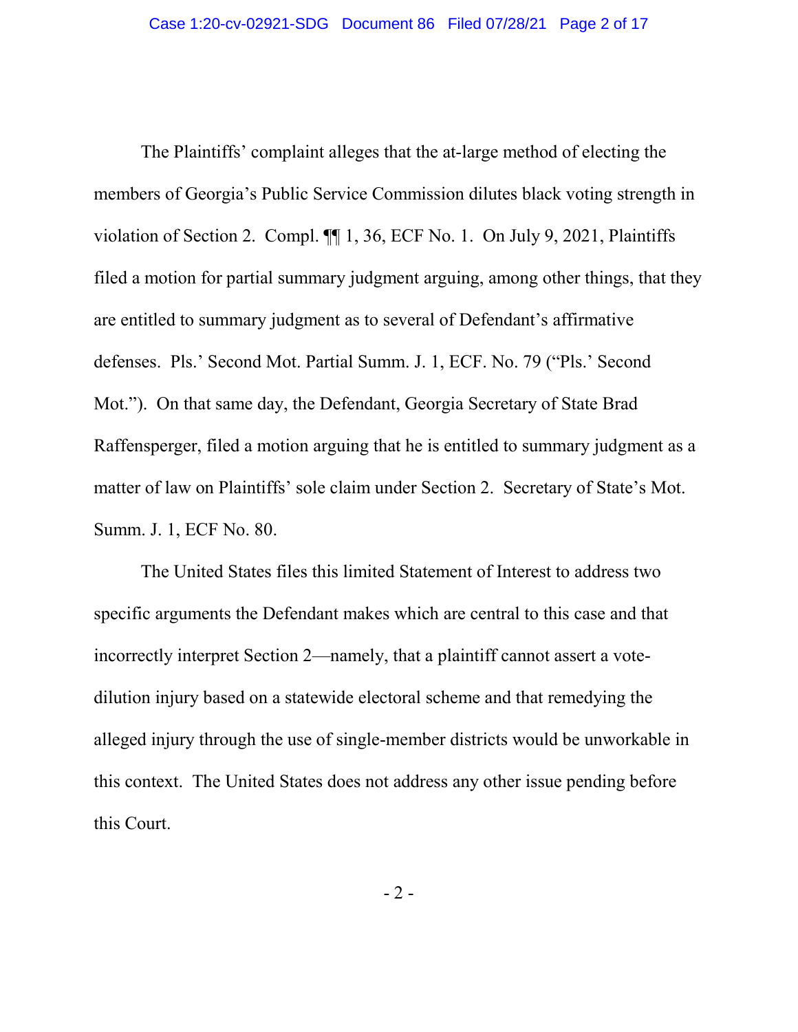The Plaintiffs' complaint alleges that the at-large method of electing the members of Georgia's Public Service Commission dilutes black voting strength in violation of Section 2. Compl. ¶¶ 1, 36, ECF No. 1. On July 9, 2021, Plaintiffs filed a motion for partial summary judgment arguing, among other things, that they are entitled to summary judgment as to several of Defendant's affirmative defenses. Pls.' Second Mot. Partial Summ. J. 1, ECF. No. 79 ("Pls.' Second Mot."). On that same day, the Defendant, Georgia Secretary of State Brad Raffensperger, filed a motion arguing that he is entitled to summary judgment as a matter of law on Plaintiffs' sole claim under Section 2. Secretary of State's Mot. Summ. J. 1, ECF No. 80.

The United States files this limited Statement of Interest to address two specific arguments the Defendant makes which are central to this case and that incorrectly interpret Section 2—namely, that a plaintiff cannot assert a vote-dilution injury based on a statewide electoral scheme and that remedying the alleged injury through the use of single-member districts would be unworkable in this context. The United States does not address any other issue pending before this Court.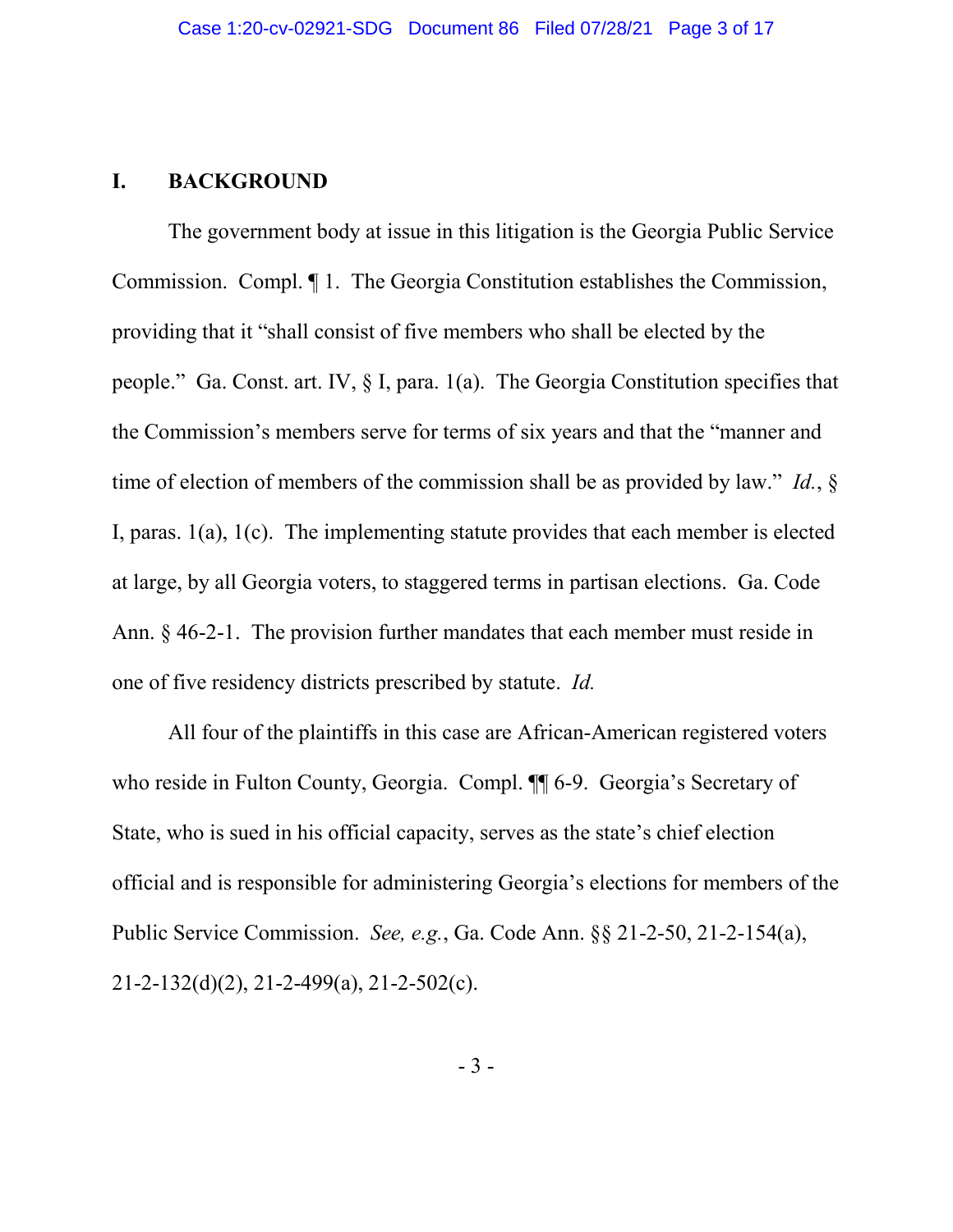## I. BACKGROUND

The government body at issue in this litigation is the Georgia Public Service Commission. Compl. ¶ 1. The Georgia Constitution establishes the Commission, providing that it "shall consist of five members who shall be elected by the people." Ga. Const. art. IV, § I, para. 1(a). The Georgia Constitution specifies that the Commission's members serve for terms of six years and that the "manner and time of election of members of the commission shall be as provided by law." *Id.*, § I, paras. 1(a), 1(c). The implementing statute provides that each member is elected at large, by all Georgia voters, to staggered terms in partisan elections. Ga. Code Ann. § 46-2-1. The provision further mandates that each member must reside in one of five residency districts prescribed by statute. *Id.*

All four of the plaintiffs in this case are African-American registered voters who reside in Fulton County, Georgia. Compl. ¶¶ 6-9. Georgia's Secretary of State, who is sued in his official capacity, serves as the state's chief election official and is responsible for administering Georgia's elections for members of the Public Service Commission. *See, e.g.*, Ga. Code Ann. §§ 21-2-50, 21-2-154(a), 21-2-132(d)(2), 21-2-499(a), 21-2-502(c).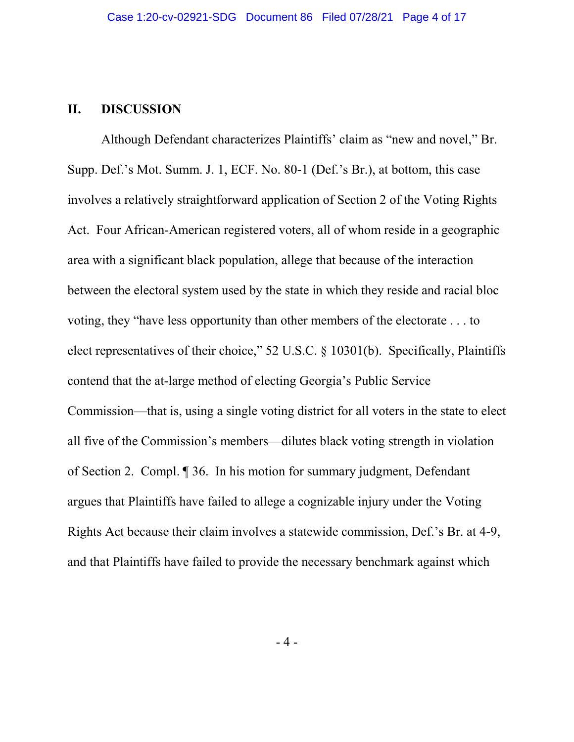## II. DISCUSSION

Although Defendant characterizes Plaintiffs' claim as "new and novel," Br. Supp. Def.'s Mot. Summ. J. 1, ECF. No. 80-1 (Def.'s Br.), at bottom, this case involves a relatively straightforward application of Section 2 of the Voting Rights Act. Four African-American registered voters, all of whom reside in a geographic area with a significant black population, allege that because of the interaction between the electoral system used by the state in which they reside and racial bloc voting, they "have less opportunity than other members of the electorate . . . to elect representatives of their choice," 52 U.S.C. § 10301(b). Specifically, Plaintiffs contend that the at-large method of electing Georgia's Public Service Commission—that is, using a single voting district for all voters in the state to elect all five of the Commission's members—dilutes black voting strength in violation of Section 2. Compl. ¶ 36. In his motion for summary judgment, Defendant argues that Plaintiffs have failed to allege a cognizable injury under the Voting Rights Act because their claim involves a statewide commission, Def.'s Br. at 4-9, and that Plaintiffs have failed to provide the necessary benchmark against which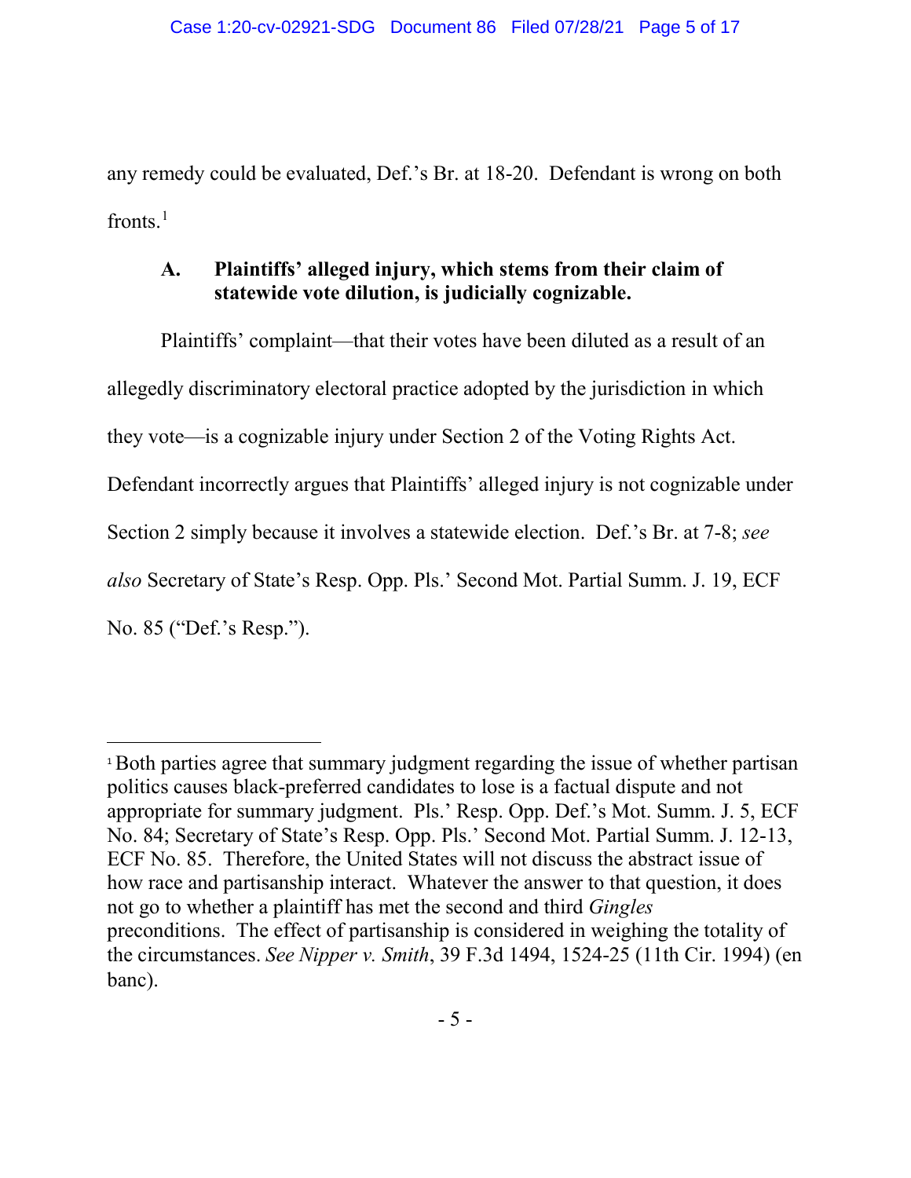any remedy could be evaluated, Def.'s Br. at 18-20. Defendant is wrong on both fronts.[1]

### A. Plaintiffs' alleged injury, which stems from their claim of statewide vote dilution, is judicially cognizable.

Plaintiffs' complaint—that their votes have been diluted as a result of an allegedly discriminatory electoral practice adopted by the jurisdiction in which they vote—is a cognizable injury under Section 2 of the Voting Rights Act. Defendant incorrectly argues that Plaintiffs' alleged injury is not cognizable under Section 2 simply because it involves a statewide election. Def.'s Br. at 7-8; *see also* Secretary of State's Resp. Opp. Pls.' Second Mot. Partial Summ. J. 19, ECF No. 85 ("Def.'s Resp.").

---

[1] Both parties agree that summary judgment regarding the issue of whether partisan politics causes black-preferred candidates to lose is a factual dispute and not appropriate for summary judgment. Pls.' Resp. Opp. Def.'s Mot. Summ. J. 5, ECF No. 84; Secretary of State's Resp. Opp. Pls.' Second Mot. Partial Summ. J. 12-13, ECF No. 85. Therefore, the United States will not discuss the abstract issue of how race and partisanship interact. Whatever the answer to that question, it does not go to whether a plaintiff has met the second and third *Gingles* preconditions. The effect of partisanship is considered in weighing the totality of the circumstances. *See Nipper v. Smith*, 39 F.3d 1494, 1524-25 (11th Cir. 1994) (en banc).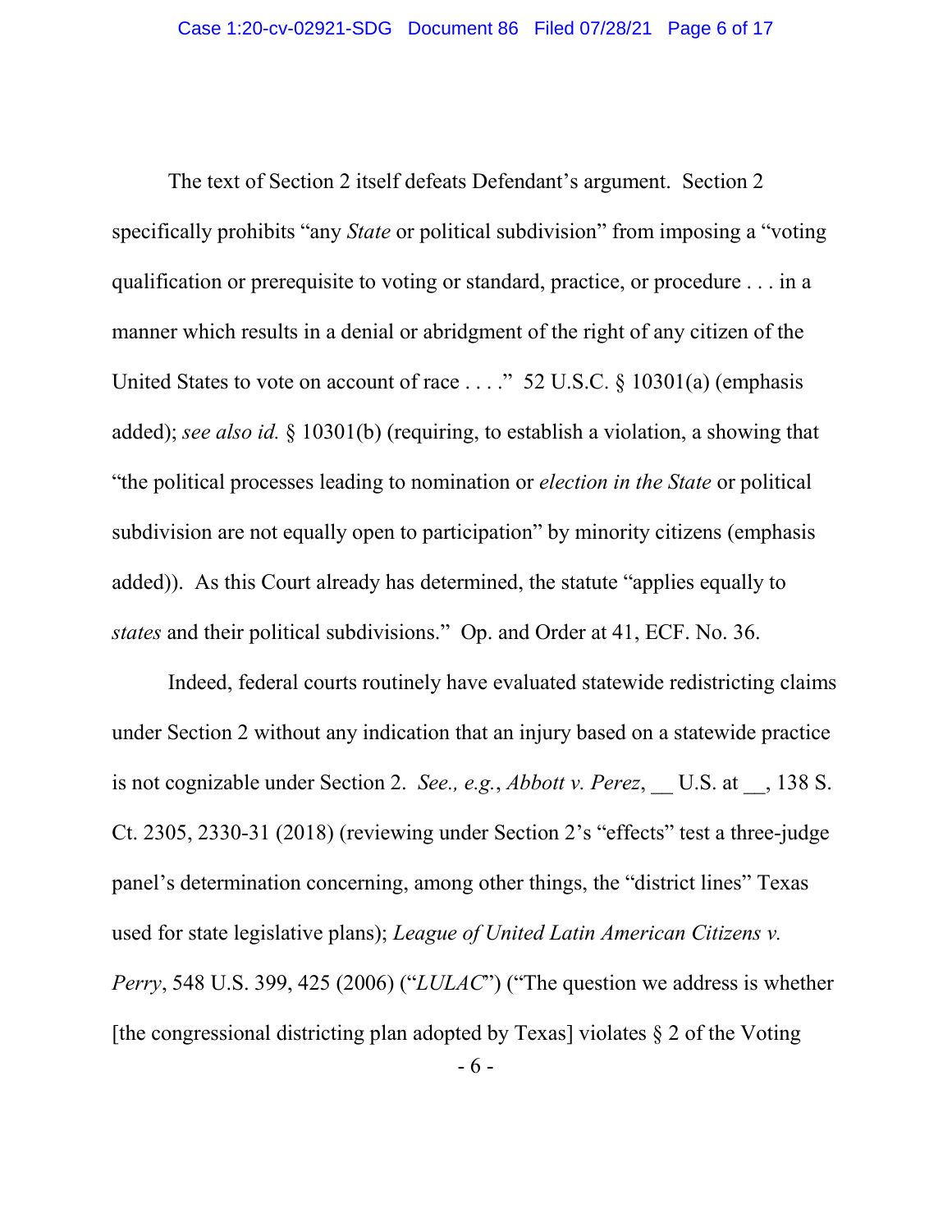The text of Section 2 itself defeats Defendant's argument. Section 2 specifically prohibits "any *State* or political subdivision" from imposing a "voting qualification or prerequisite to voting or standard, practice, or procedure . . . in a manner which results in a denial or abridgment of the right of any citizen of the United States to vote on account of race . . . ." 52 U.S.C. § 10301(a) (emphasis added); *see also id.* § 10301(b) (requiring, to establish a violation, a showing that "the political processes leading to nomination or *election in the State* or political subdivision are not equally open to participation" by minority citizens (emphasis added)). As this Court already has determined, the statute "applies equally to *states* and their political subdivisions." Op. and Order at 41, ECF. No. 36.

Indeed, federal courts routinely have evaluated statewide redistricting claims under Section 2 without any indication that an injury based on a statewide practice is not cognizable under Section 2. *See., e.g.*, *Abbott v. Perez*, __ U.S. at __, 138 S. Ct. 2305, 2330-31 (2018) (reviewing under Section 2's "effects" test a three-judge panel's determination concerning, among other things, the "district lines" Texas used for state legislative plans); *League of United Latin American Citizens v. Perry*, 548 U.S. 399, 425 (2006) ("*LULAC*") ("The question we address is whether [the congressional districting plan adopted by Texas] violates § 2 of the Voting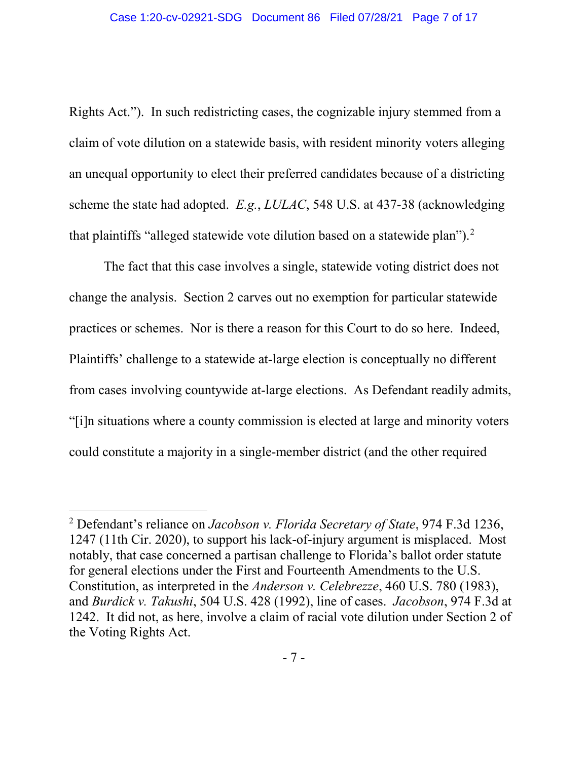Rights Act."). In such redistricting cases, the cognizable injury stemmed from a claim of vote dilution on a statewide basis, with resident minority voters alleging an unequal opportunity to elect their preferred candidates because of a districting scheme the state had adopted. *E.g.*, *LULAC*, 548 U.S. at 437-38 (acknowledging that plaintiffs "alleged statewide vote dilution based on a statewide plan").[2]

The fact that this case involves a single, statewide voting district does not change the analysis. Section 2 carves out no exemption for particular statewide practices or schemes. Nor is there a reason for this Court to do so here. Indeed, Plaintiffs' challenge to a statewide at-large election is conceptually no different from cases involving countywide at-large elections. As Defendant readily admits, "[i]n situations where a county commission is elected at large and minority voters could constitute a majority in a single-member district (and the other required

---

[2] Defendant's reliance on *Jacobson v. Florida Secretary of State*, 974 F.3d 1236, 1247 (11th Cir. 2020), to support his lack-of-injury argument is misplaced. Most notably, that case concerned a partisan challenge to Florida's ballot order statute for general elections under the First and Fourteenth Amendments to the U.S. Constitution, as interpreted in the *Anderson v. Celebrezze*, 460 U.S. 780 (1983), and *Burdick v. Takushi*, 504 U.S. 428 (1992), line of cases. *Jacobson*, 974 F.3d at 1242. It did not, as here, involve a claim of racial vote dilution under Section 2 of the Voting Rights Act.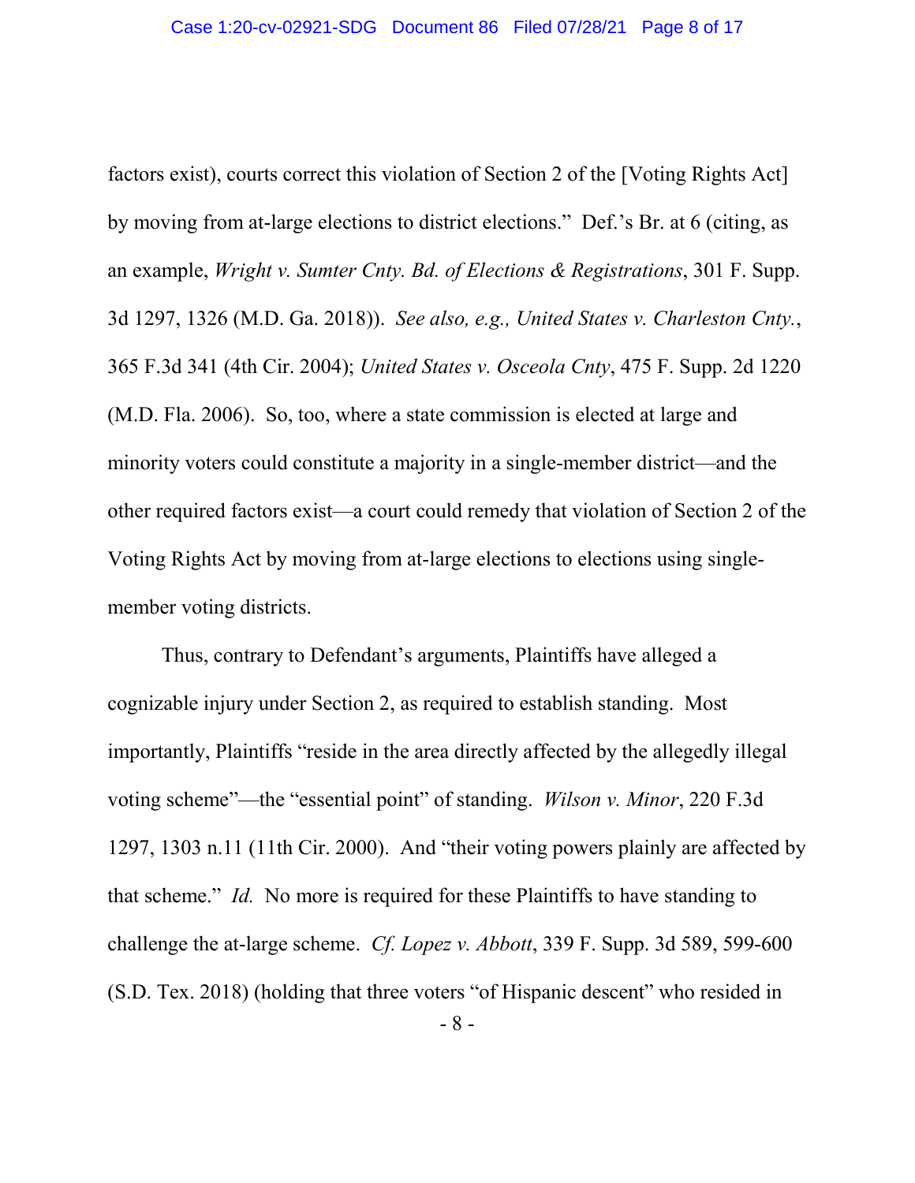factors exist), courts correct this violation of Section 2 of the [Voting Rights Act] by moving from at-large elections to district elections." Def.'s Br. at 6 (citing, as an example, *Wright v. Sumter Cnty. Bd. of Elections & Registrations*, 301 F. Supp. 3d 1297, 1326 (M.D. Ga. 2018)). *See also, e.g., United States v. Charleston Cnty.*, 365 F.3d 341 (4th Cir. 2004); *United States v. Osceola Cnty*, 475 F. Supp. 2d 1220 (M.D. Fla. 2006). So, too, where a state commission is elected at large and minority voters could constitute a majority in a single-member district—and the other required factors exist—a court could remedy that violation of Section 2 of the Voting Rights Act by moving from at-large elections to elections using single-member voting districts.

Thus, contrary to Defendant's arguments, Plaintiffs have alleged a cognizable injury under Section 2, as required to establish standing. Most importantly, Plaintiffs "reside in the area directly affected by the allegedly illegal voting scheme"—the "essential point" of standing. *Wilson v. Minor*, 220 F.3d 1297, 1303 n.11 (11th Cir. 2000). And "their voting powers plainly are affected by that scheme." *Id.* No more is required for these Plaintiffs to have standing to challenge the at-large scheme. *Cf. Lopez v. Abbott*, 339 F. Supp. 3d 589, 599-600 (S.D. Tex. 2018) (holding that three voters "of Hispanic descent" who resided in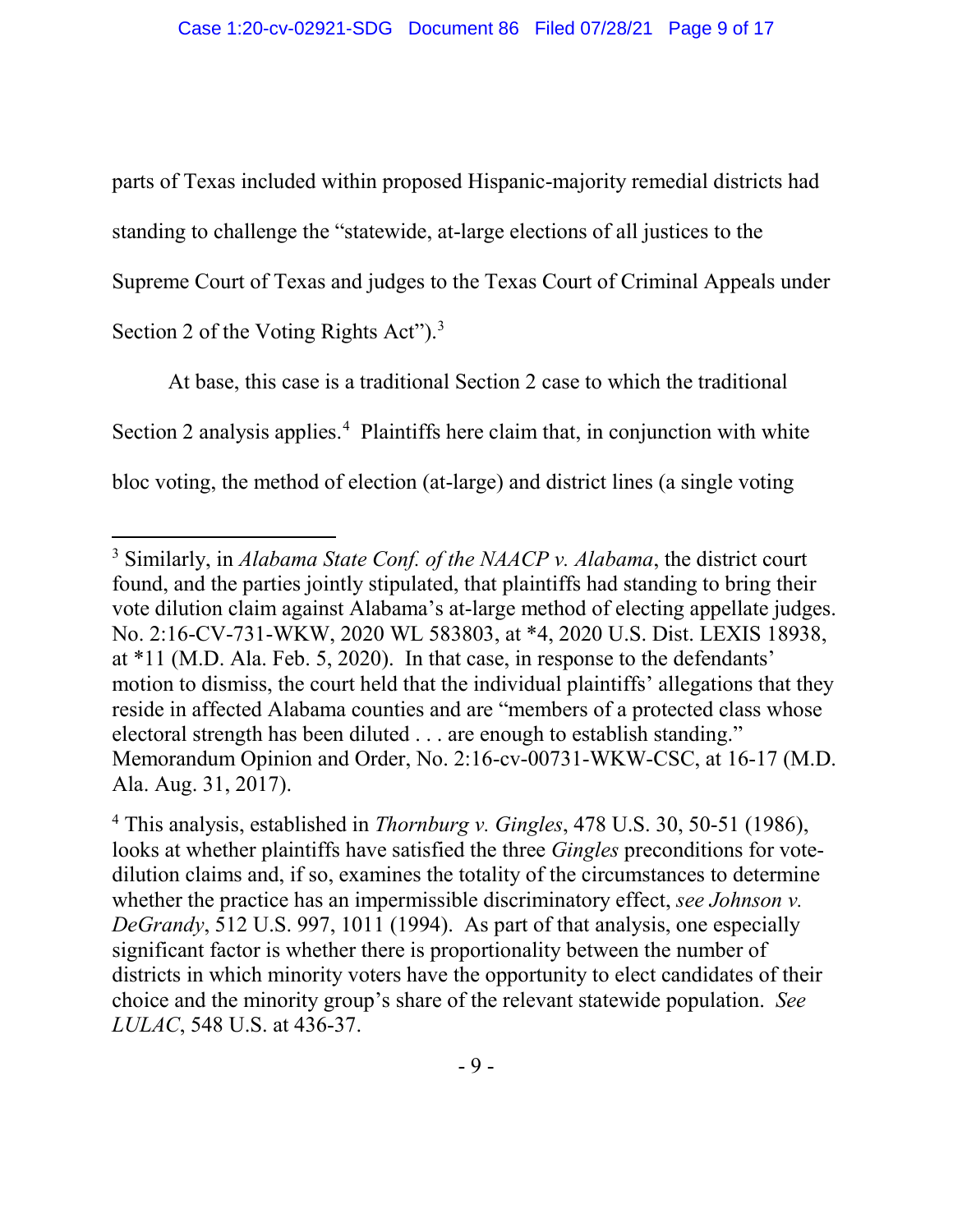parts of Texas included within proposed Hispanic-majority remedial districts had standing to challenge the "statewide, at-large elections of all justices to the Supreme Court of Texas and judges to the Texas Court of Criminal Appeals under Section 2 of the Voting Rights Act").[3]

At base, this case is a traditional Section 2 case to which the traditional Section 2 analysis applies.[4] Plaintiffs here claim that, in conjunction with white bloc voting, the method of election (at-large) and district lines (a single voting

---

[3] Similarly, in *Alabama State Conf. of the NAACP v. Alabama*, the district court found, and the parties jointly stipulated, that plaintiffs had standing to bring their vote dilution claim against Alabama's at-large method of electing appellate judges. No. 2:16-CV-731-WKW, 2020 WL 583803, at *4, 2020 U.S. Dist. LEXIS 18938, at *11 (M.D. Ala. Feb. 5, 2020). In that case, in response to the defendants' motion to dismiss, the court held that the individual plaintiffs' allegations that they reside in affected Alabama counties and are "members of a protected class whose electoral strength has been diluted . . . are enough to establish standing." Memorandum Opinion and Order, No. 2:16-cv-00731-WKW-CSC, at 16-17 (M.D. Ala. Aug. 31, 2017).

[4] This analysis, established in *Thornburg v. Gingles*, 478 U.S. 30, 50-51 (1986), looks at whether plaintiffs have satisfied the three *Gingles* preconditions for vote-dilution claims and, if so, examines the totality of the circumstances to determine whether the practice has an impermissible discriminatory effect, *see Johnson v. DeGrandy*, 512 U.S. 997, 1011 (1994). As part of that analysis, one especially significant factor is whether there is proportionality between the number of districts in which minority voters have the opportunity to elect candidates of their choice and the minority group's share of the relevant statewide population. *See LULAC*, 548 U.S. at 436-37.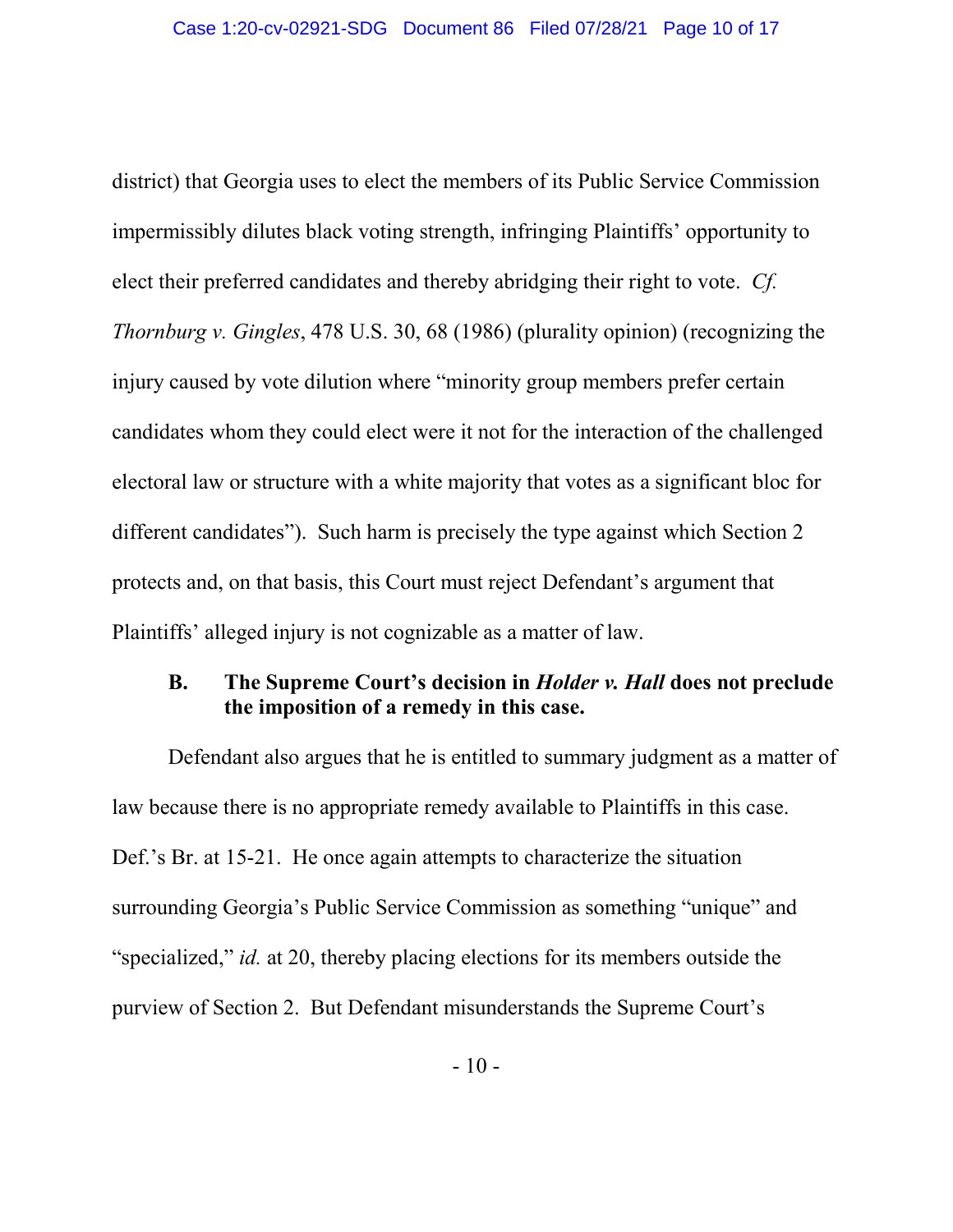district) that Georgia uses to elect the members of its Public Service Commission impermissibly dilutes black voting strength, infringing Plaintiffs' opportunity to elect their preferred candidates and thereby abridging their right to vote. *Cf. Thornburg v. Gingles*, 478 U.S. 30, 68 (1986) (plurality opinion) (recognizing the injury caused by vote dilution where "minority group members prefer certain candidates whom they could elect were it not for the interaction of the challenged electoral law or structure with a white majority that votes as a significant bloc for different candidates"). Such harm is precisely the type against which Section 2 protects and, on that basis, this Court must reject Defendant's argument that Plaintiffs' alleged injury is not cognizable as a matter of law.

### B. The Supreme Court's decision in *Holder v. Hall* does not preclude the imposition of a remedy in this case.

Defendant also argues that he is entitled to summary judgment as a matter of law because there is no appropriate remedy available to Plaintiffs in this case. Def.'s Br. at 15-21. He once again attempts to characterize the situation surrounding Georgia's Public Service Commission as something "unique" and "specialized," *id.* at 20, thereby placing elections for its members outside the purview of Section 2. But Defendant misunderstands the Supreme Court's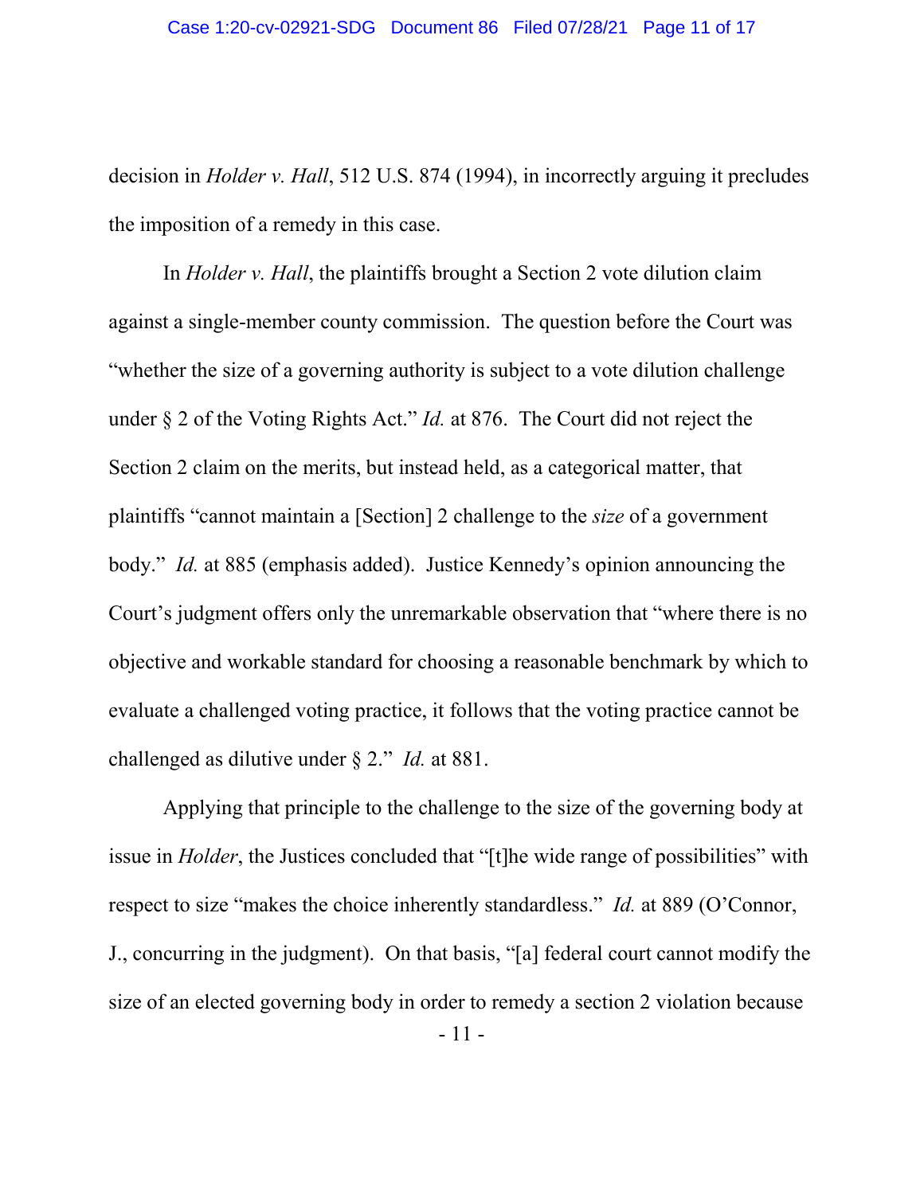decision in *Holder v. Hall*, 512 U.S. 874 (1994), in incorrectly arguing it precludes the imposition of a remedy in this case.

In *Holder v. Hall*, the plaintiffs brought a Section 2 vote dilution claim against a single-member county commission. The question before the Court was "whether the size of a governing authority is subject to a vote dilution challenge under § 2 of the Voting Rights Act." *Id.* at 876. The Court did not reject the Section 2 claim on the merits, but instead held, as a categorical matter, that plaintiffs "cannot maintain a [Section] 2 challenge to the *size* of a government body." *Id.* at 885 (emphasis added). Justice Kennedy's opinion announcing the Court's judgment offers only the unremarkable observation that "where there is no objective and workable standard for choosing a reasonable benchmark by which to evaluate a challenged voting practice, it follows that the voting practice cannot be challenged as dilutive under § 2." *Id.* at 881.

Applying that principle to the challenge to the size of the governing body at issue in *Holder*, the Justices concluded that "[t]he wide range of possibilities" with respect to size "makes the choice inherently standardless." *Id.* at 889 (O'Connor, J., concurring in the judgment). On that basis, "[a] federal court cannot modify the size of an elected governing body in order to remedy a section 2 violation because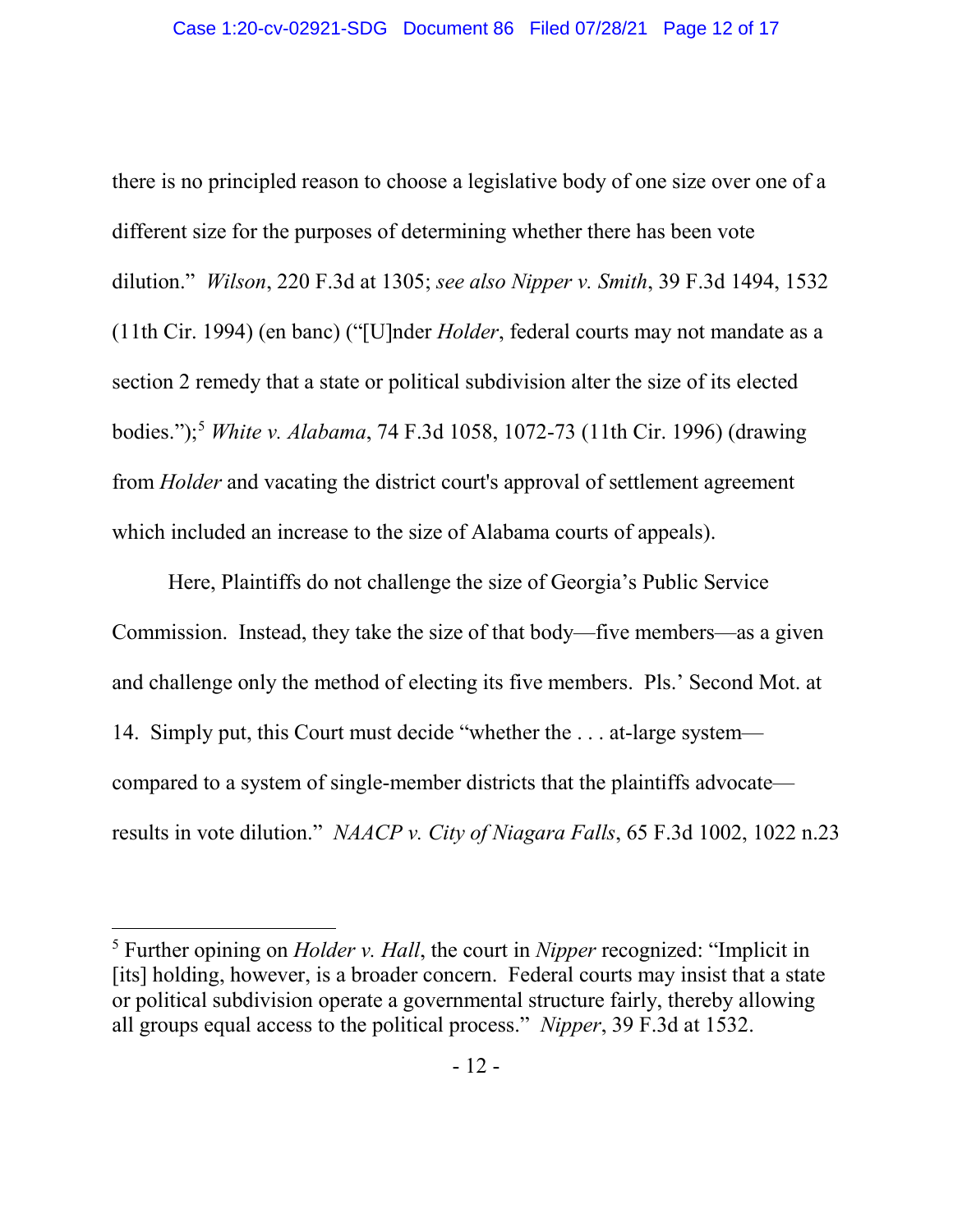there is no principled reason to choose a legislative body of one size over one of a different size for the purposes of determining whether there has been vote dilution." *Wilson*, 220 F.3d at 1305; *see also Nipper v. Smith*, 39 F.3d 1494, 1532 (11th Cir. 1994) (en banc) ("[U]nder *Holder*, federal courts may not mandate as a section 2 remedy that a state or political subdivision alter the size of its elected bodies.");[5] *White v. Alabama*, 74 F.3d 1058, 1072-73 (11th Cir. 1996) (drawing from *Holder* and vacating the district court's approval of settlement agreement which included an increase to the size of Alabama courts of appeals).

Here, Plaintiffs do not challenge the size of Georgia's Public Service Commission. Instead, they take the size of that body—five members—as a given and challenge only the method of electing its five members. Pls.' Second Mot. at 14. Simply put, this Court must decide "whether the . . . at-large system—compared to a system of single-member districts that the plaintiffs advocate—results in vote dilution." *NAACP v. City of Niagara Falls*, 65 F.3d 1002, 1022 n.23

---

[5] Further opining on *Holder v. Hall*, the court in *Nipper* recognized: "Implicit in [its] holding, however, is a broader concern. Federal courts may insist that a state or political subdivision operate a governmental structure fairly, thereby allowing all groups equal access to the political process." *Nipper*, 39 F.3d at 1532.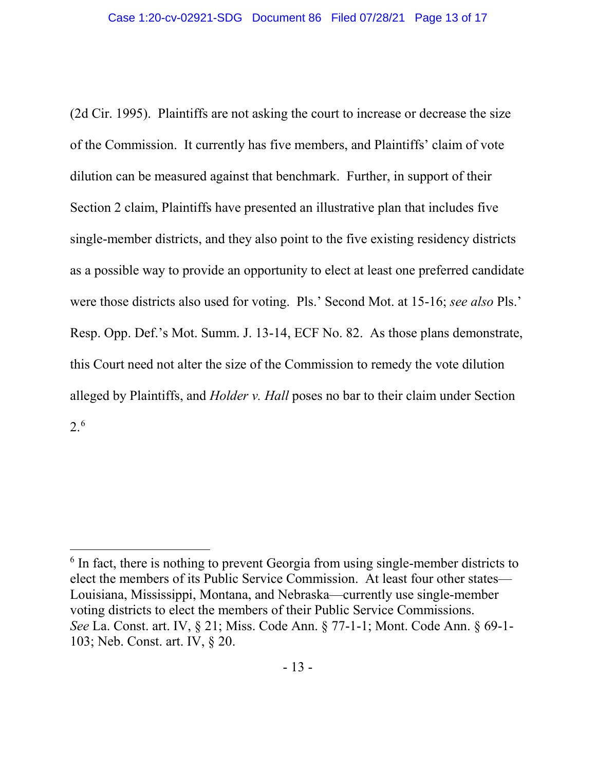(2d Cir. 1995). Plaintiffs are not asking the court to increase or decrease the size of the Commission. It currently has five members, and Plaintiffs' claim of vote dilution can be measured against that benchmark. Further, in support of their Section 2 claim, Plaintiffs have presented an illustrative plan that includes five single-member districts, and they also point to the five existing residency districts as a possible way to provide an opportunity to elect at least one preferred candidate were those districts also used for voting. Pls.' Second Mot. at 15-16; *see also* Pls.' Resp. Opp. Def.'s Mot. Summ. J. 13-14, ECF No. 82. As those plans demonstrate, this Court need not alter the size of the Commission to remedy the vote dilution alleged by Plaintiffs, and *Holder v. Hall* poses no bar to their claim under Section 2.[6]

---

[6] In fact, there is nothing to prevent Georgia from using single-member districts to elect the members of its Public Service Commission. At least four other states—Louisiana, Mississippi, Montana, and Nebraska—currently use single-member voting districts to elect the members of their Public Service Commissions. *See* La. Const. art. IV, § 21; Miss. Code Ann. § 77-1-1; Mont. Code Ann. § 69-1-103; Neb. Const. art. IV, § 20.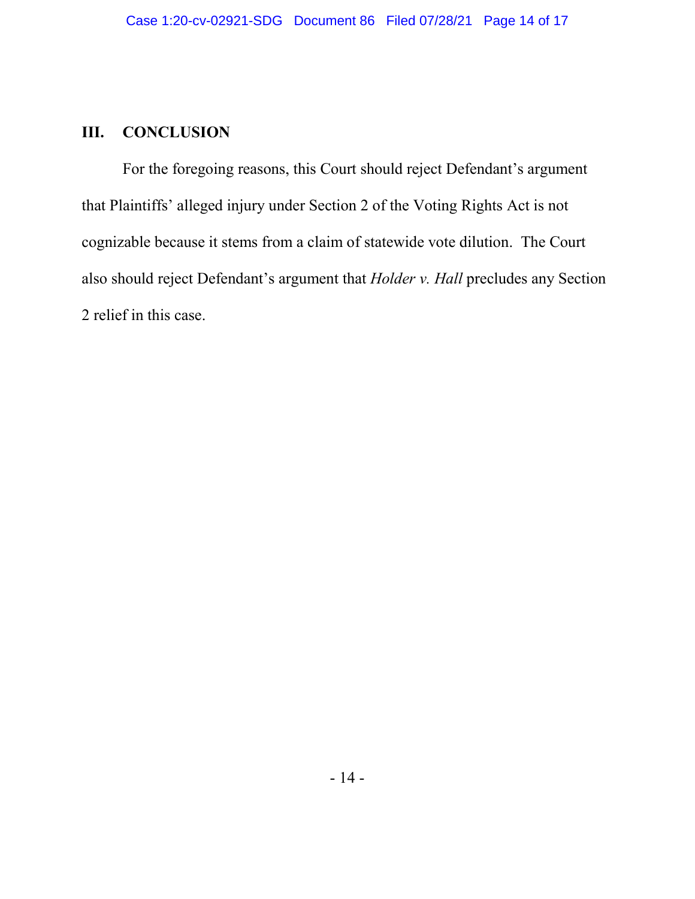## III. CONCLUSION

For the foregoing reasons, this Court should reject Defendant's argument that Plaintiffs' alleged injury under Section 2 of the Voting Rights Act is not cognizable because it stems from a claim of statewide vote dilution. The Court also should reject Defendant's argument that *Holder v. Hall* precludes any Section 2 relief in this case.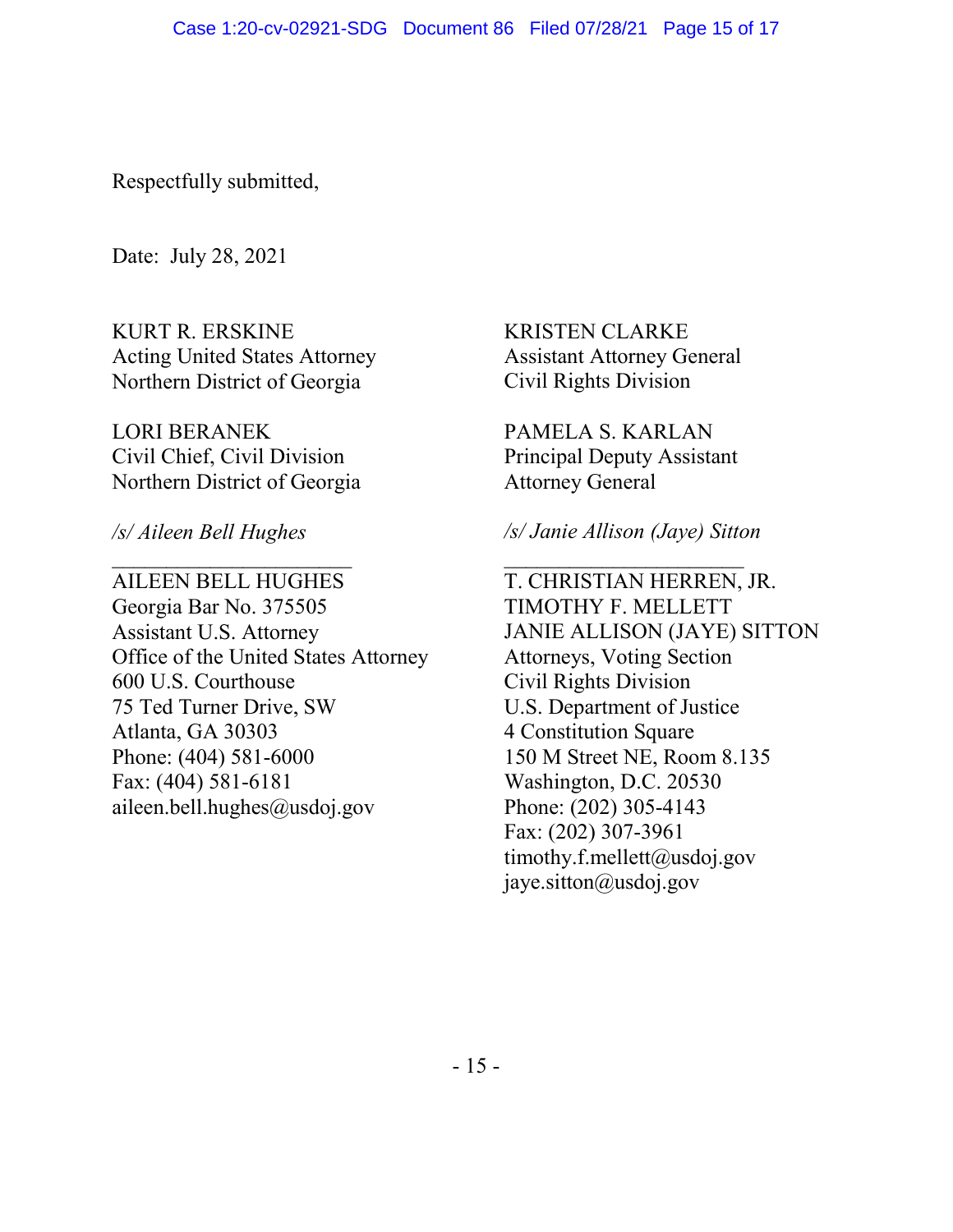Respectfully submitted,

Date: July 28, 2021

KURT R. ERSKINE
Acting United States Attorney
Northern District of Georgia

LORI BERANEK
Civil Chief, Civil Division
Northern District of Georgia

*/s/ Aileen Bell Hughes*
_______________________
AILEEN BELL HUGHES
Georgia Bar No. 375505
Assistant U.S. Attorney
Office of the United States Attorney
600 U.S. Courthouse
75 Ted Turner Drive, SW
Atlanta, GA 30303
Phone: (404) 581-6000
Fax: (404) 581-6181
aileen.bell.hughes@usdoj.gov

KRISTEN CLARKE
Assistant Attorney General
Civil Rights Division

PAMELA S. KARLAN
Principal Deputy Assistant
Attorney General

*/s/ Janie Allison (Jaye) Sitton*
_______________________
T. CHRISTIAN HERREN, JR.
TIMOTHY F. MELLETT
JANIE ALLISON (JAYE) SITTON
Attorneys, Voting Section
Civil Rights Division
U.S. Department of Justice
4 Constitution Square
150 M Street NE, Room 8.135
Washington, D.C. 20530
Phone: (202) 305-4143
Fax: (202) 307-3961
timothy.f.mellett@usdoj.gov
jaye.sitton@usdoj.gov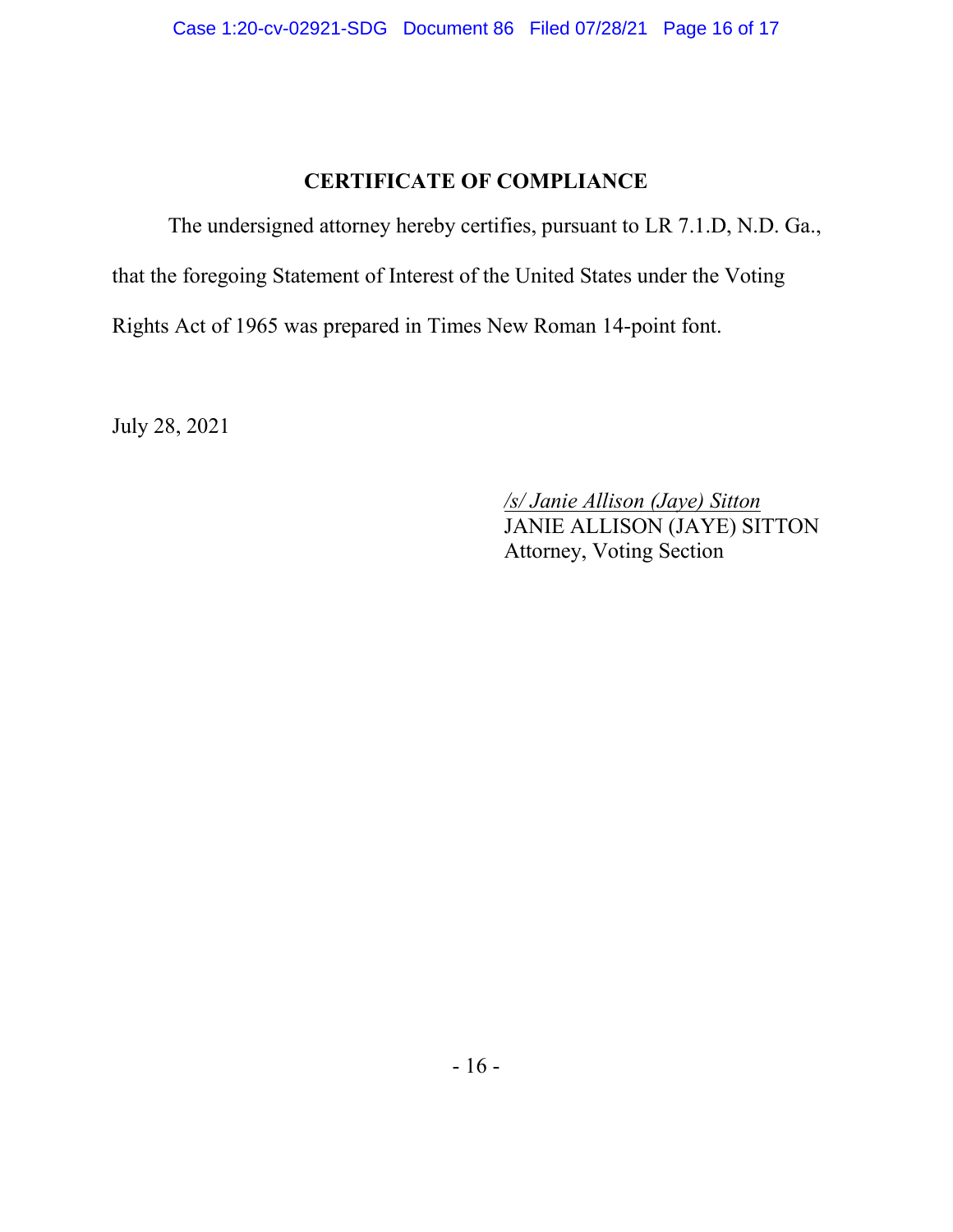## CERTIFICATE OF COMPLIANCE

The undersigned attorney hereby certifies, pursuant to LR 7.1.D, N.D. Ga., that the foregoing Statement of Interest of the United States under the Voting Rights Act of 1965 was prepared in Times New Roman 14-point font.

July 28, 2021

*/s/ Janie Allison (Jaye) Sitton*
JANIE ALLISON (JAYE) SITTON
Attorney, Voting Section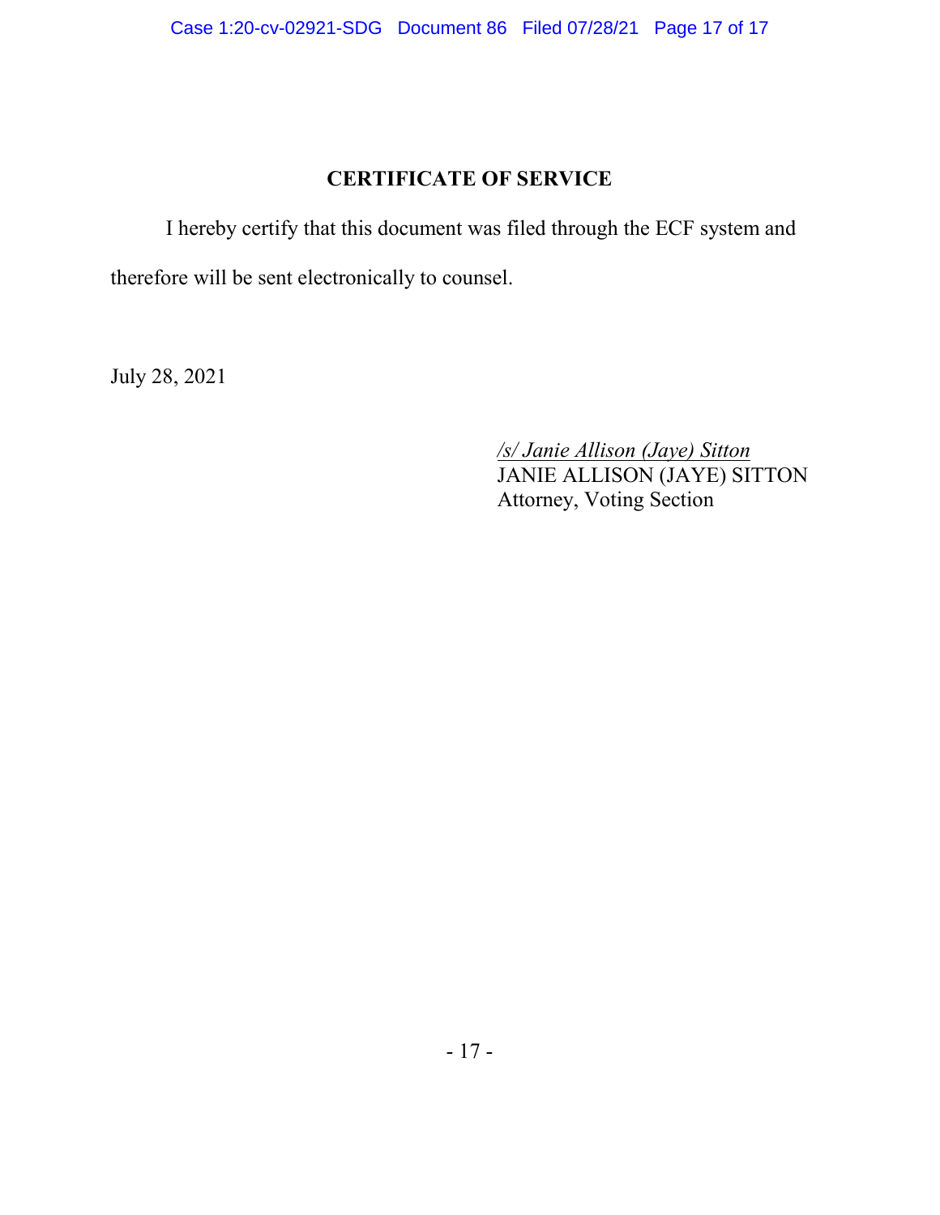## CERTIFICATE OF SERVICE

I hereby certify that this document was filed through the ECF system and therefore will be sent electronically to counsel.

July 28, 2021

*/s/ Janie Allison (Jaye) Sitton*
JANIE ALLISON (JAYE) SITTON
Attorney, Voting Section